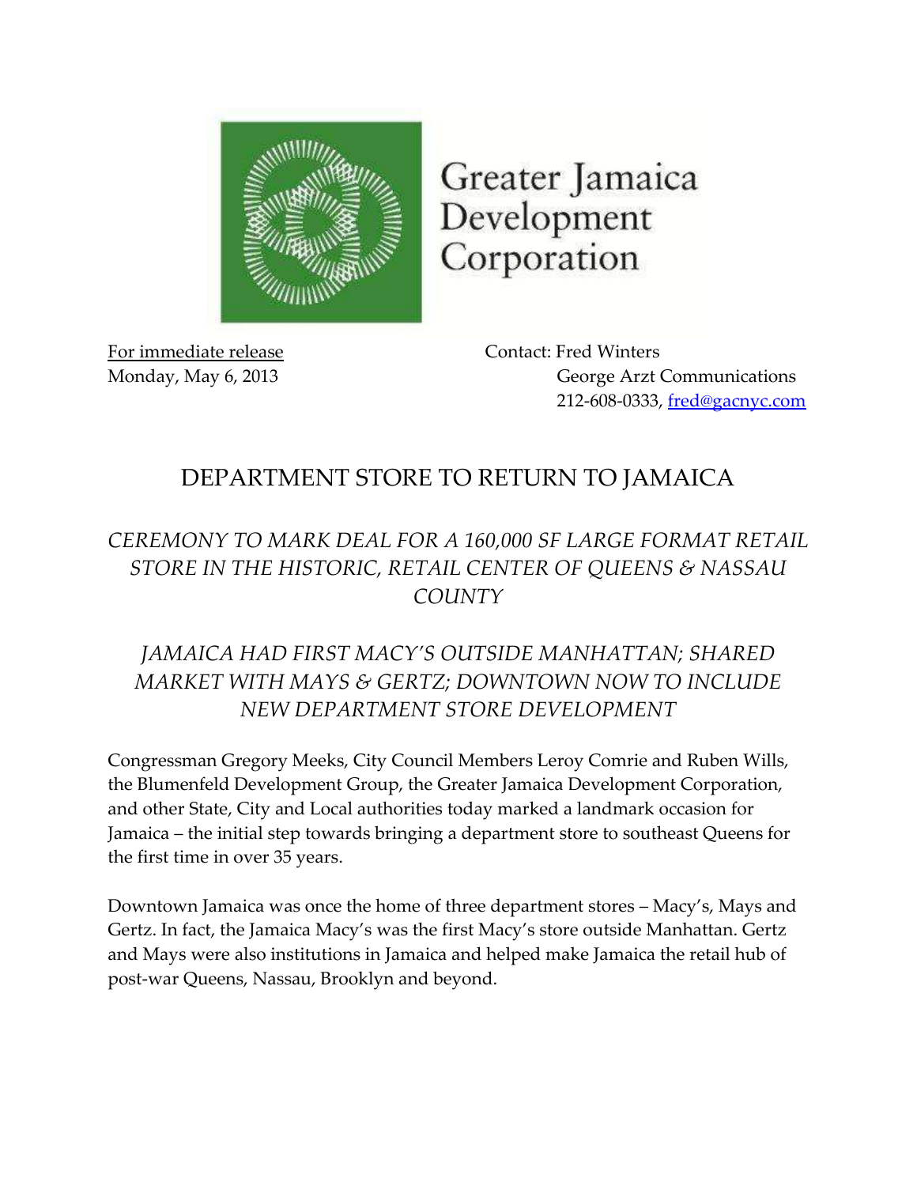Greater Jamaica Development Corporation

For immediate release
Monday, May 6, 2013

Contact: Fred Winters
George Arzt Communications
212-608-0333, fred@gacnyc.com

# DEPARTMENT STORE TO RETURN TO JAMAICA

## *CEREMONY TO MARK DEAL FOR A 160,000 SF LARGE FORMAT RETAIL STORE IN THE HISTORIC, RETAIL CENTER OF QUEENS & NASSAU COUNTY*

## *JAMAICA HAD FIRST MACY'S OUTSIDE MANHATTAN; SHARED MARKET WITH MAYS & GERTZ; DOWNTOWN NOW TO INCLUDE NEW DEPARTMENT STORE DEVELOPMENT*

Congressman Gregory Meeks, City Council Members Leroy Comrie and Ruben Wills, the Blumenfeld Development Group, the Greater Jamaica Development Corporation, and other State, City and Local authorities today marked a landmark occasion for Jamaica – the initial step towards bringing a department store to southeast Queens for the first time in over 35 years.

Downtown Jamaica was once the home of three department stores – Macy's, Mays and Gertz. In fact, the Jamaica Macy's was the first Macy's store outside Manhattan. Gertz and Mays were also institutions in Jamaica and helped make Jamaica the retail hub of post-war Queens, Nassau, Brooklyn and beyond.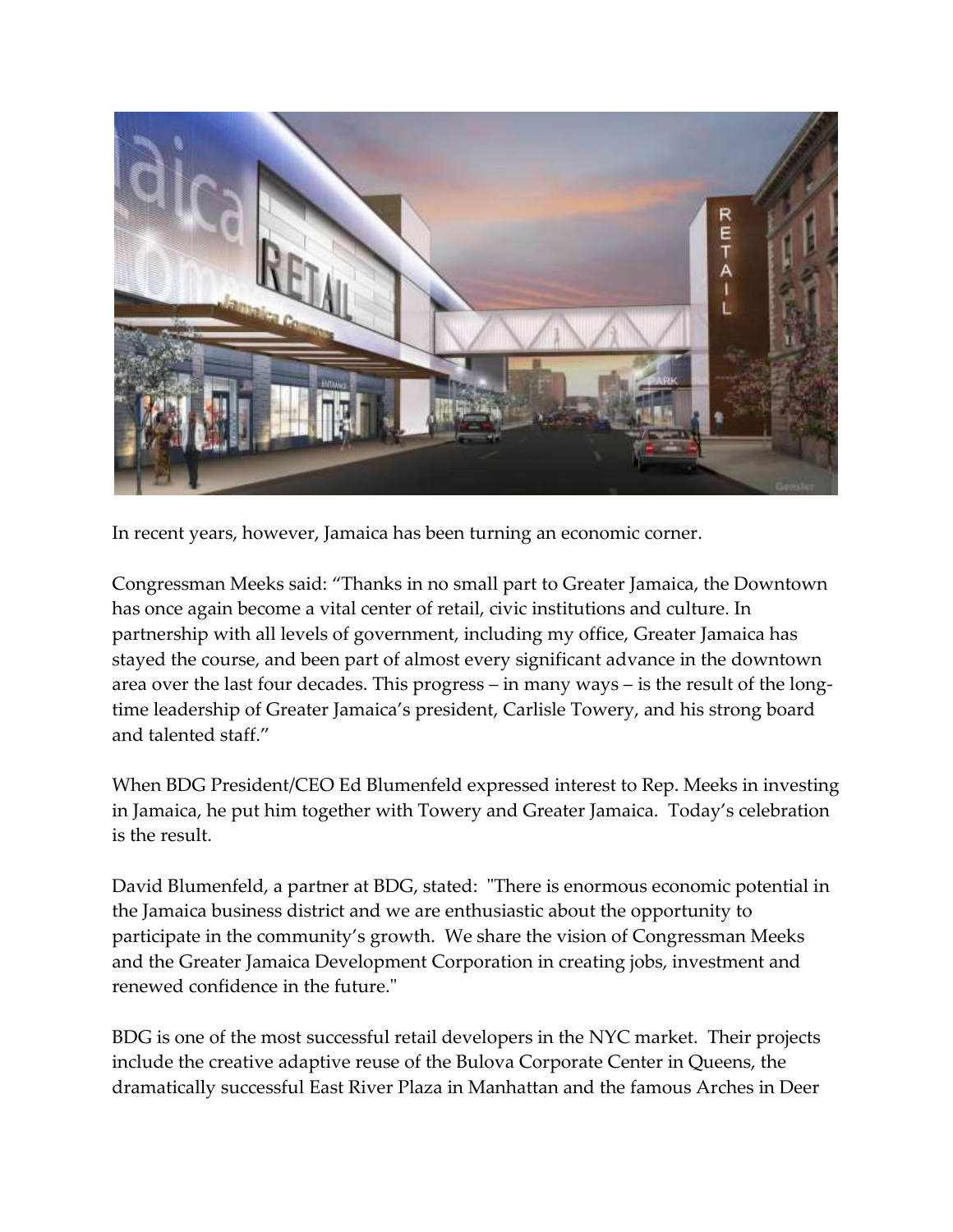In recent years, however, Jamaica has been turning an economic corner.

Congressman Meeks said: "Thanks in no small part to Greater Jamaica, the Downtown has once again become a vital center of retail, civic institutions and culture. In partnership with all levels of government, including my office, Greater Jamaica has stayed the course, and been part of almost every significant advance in the downtown area over the last four decades. This progress – in many ways – is the result of the long-time leadership of Greater Jamaica's president, Carlisle Towery, and his strong board and talented staff."

When BDG President/CEO Ed Blumenfeld expressed interest to Rep. Meeks in investing in Jamaica, he put him together with Towery and Greater Jamaica. Today's celebration is the result.

David Blumenfeld, a partner at BDG, stated: "There is enormous economic potential in the Jamaica business district and we are enthusiastic about the opportunity to participate in the community's growth. We share the vision of Congressman Meeks and the Greater Jamaica Development Corporation in creating jobs, investment and renewed confidence in the future."

BDG is one of the most successful retail developers in the NYC market. Their projects include the creative adaptive reuse of the Bulova Corporate Center in Queens, the dramatically successful East River Plaza in Manhattan and the famous Arches in Deer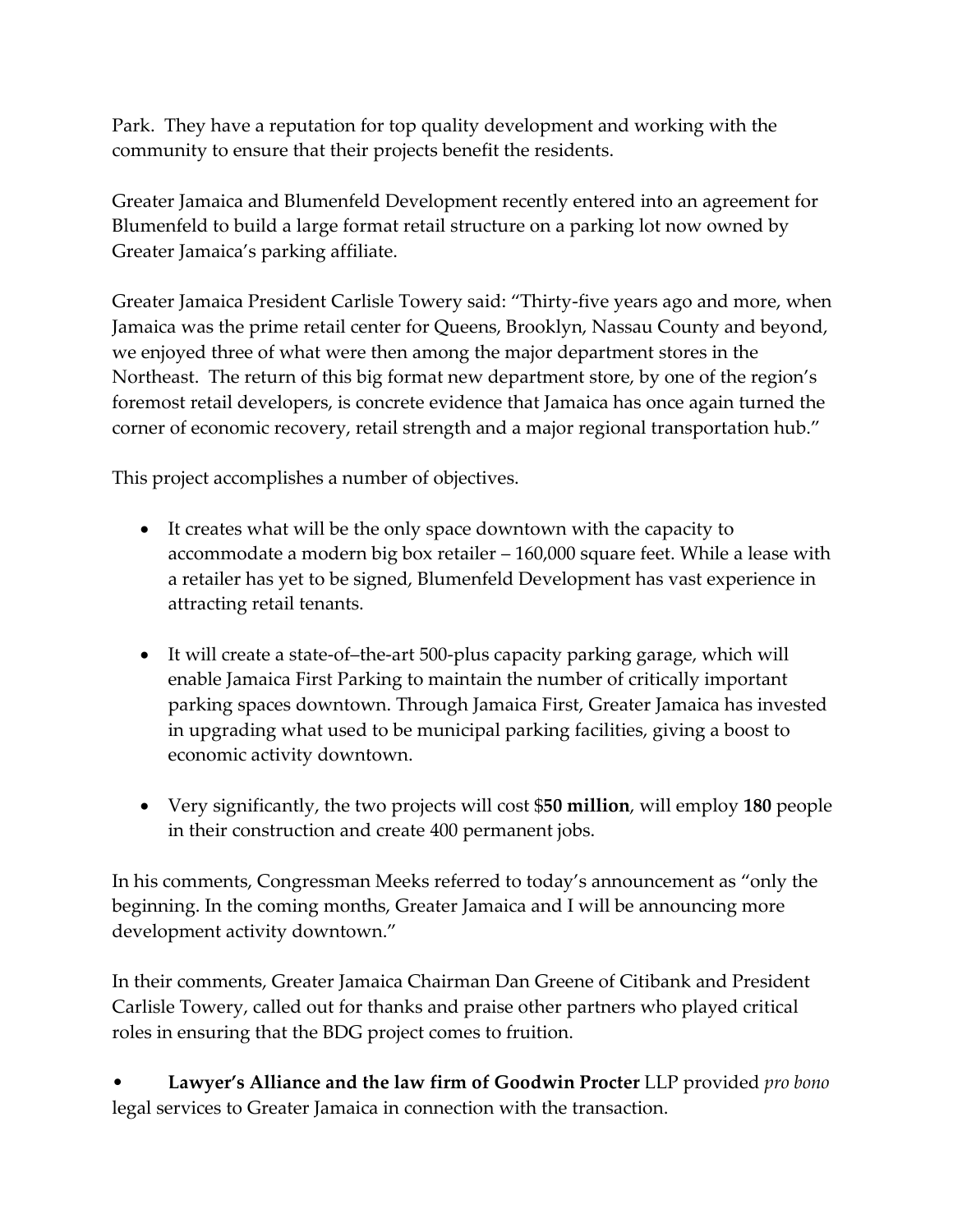Park. They have a reputation for top quality development and working with the community to ensure that their projects benefit the residents.

Greater Jamaica and Blumenfeld Development recently entered into an agreement for Blumenfeld to build a large format retail structure on a parking lot now owned by Greater Jamaica's parking affiliate.

Greater Jamaica President Carlisle Towery said: "Thirty-five years ago and more, when Jamaica was the prime retail center for Queens, Brooklyn, Nassau County and beyond, we enjoyed three of what were then among the major department stores in the Northeast. The return of this big format new department store, by one of the region's foremost retail developers, is concrete evidence that Jamaica has once again turned the corner of economic recovery, retail strength and a major regional transportation hub."

This project accomplishes a number of objectives.

- It creates what will be the only space downtown with the capacity to accommodate a modern big box retailer – 160,000 square feet. While a lease with a retailer has yet to be signed, Blumenfeld Development has vast experience in attracting retail tenants.

- It will create a state-of–the-art 500-plus capacity parking garage, which will enable Jamaica First Parking to maintain the number of critically important parking spaces downtown. Through Jamaica First, Greater Jamaica has invested in upgrading what used to be municipal parking facilities, giving a boost to economic activity downtown.

- Very significantly, the two projects will cost $**50 million**, will employ **180** people in their construction and create 400 permanent jobs.

In his comments, Congressman Meeks referred to today's announcement as "only the beginning. In the coming months, Greater Jamaica and I will be announcing more development activity downtown."

In their comments, Greater Jamaica Chairman Dan Greene of Citibank and President Carlisle Towery, called out for thanks and praise other partners who played critical roles in ensuring that the BDG project comes to fruition.

- **Lawyer's Alliance and the law firm of Goodwin Procter** LLP provided *pro bono* legal services to Greater Jamaica in connection with the transaction.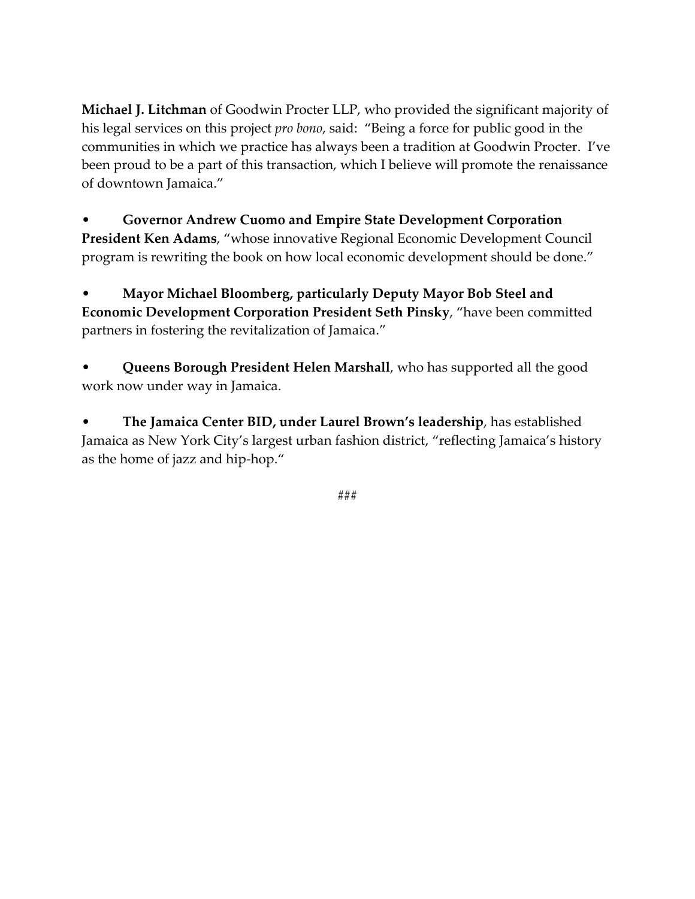**Michael J. Litchman** of Goodwin Procter LLP, who provided the significant majority of his legal services on this project *pro bono*, said: "Being a force for public good in the communities in which we practice has always been a tradition at Goodwin Procter. I've been proud to be a part of this transaction, which I believe will promote the renaissance of downtown Jamaica."

- **Governor Andrew Cuomo and Empire State Development Corporation President Ken Adams**, "whose innovative Regional Economic Development Council program is rewriting the book on how local economic development should be done."

- **Mayor Michael Bloomberg, particularly Deputy Mayor Bob Steel and Economic Development Corporation President Seth Pinsky**, "have been committed partners in fostering the revitalization of Jamaica."

- **Queens Borough President Helen Marshall**, who has supported all the good work now under way in Jamaica.

- **The Jamaica Center BID, under Laurel Brown's leadership**, has established Jamaica as New York City's largest urban fashion district, "reflecting Jamaica's history as the home of jazz and hip-hop."

###